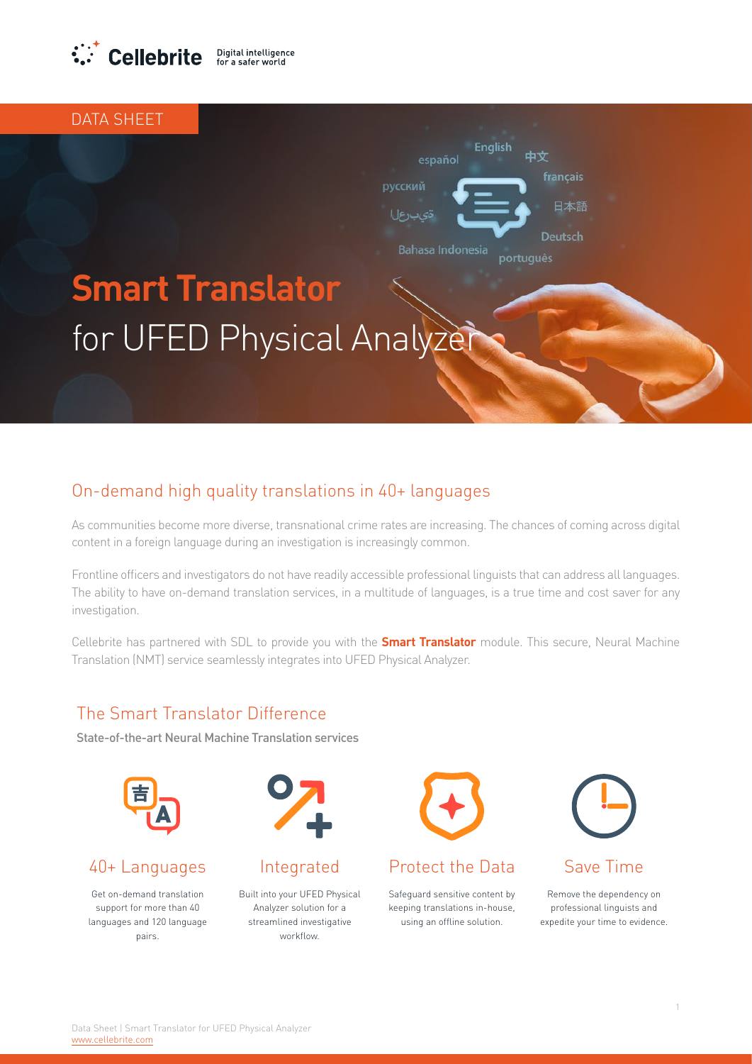DATA SHEET

# **Smart Translator** for UFED Physical Analyzer

## On-demand high quality translations in 40+ languages

As communities become more diverse, transnational crime rates are increasing. The chances of coming across digital content in a foreign language during an investigation is increasingly common.

Frontline officers and investigators do not have readily accessible professional linguists that can address all languages. The ability to have on-demand translation services, in a multitude of languages, is a true time and cost saver for any investigation.

Cellebrite has partnered with SDL to provide you with the **Smart Translator** module. This secure, Neural Machine Translation (NMT) service seamlessly integrates into UFED Physical Analyzer.

## The Smart Translator Difference

State-of-the-art Neural Machine Translation services

### 40+ Languages

Get on-demand translation support for more than 40 languages and 120 language pairs.

### Integrated

Built into your UFED Physical Analyzer solution for a streamlined investigative workflow.

### Protect the Data

Safeguard sensitive content by keeping translations in-house, using an offline solution.

### Save Time

Remove the dependency on professional linguists and expedite your time to evidence.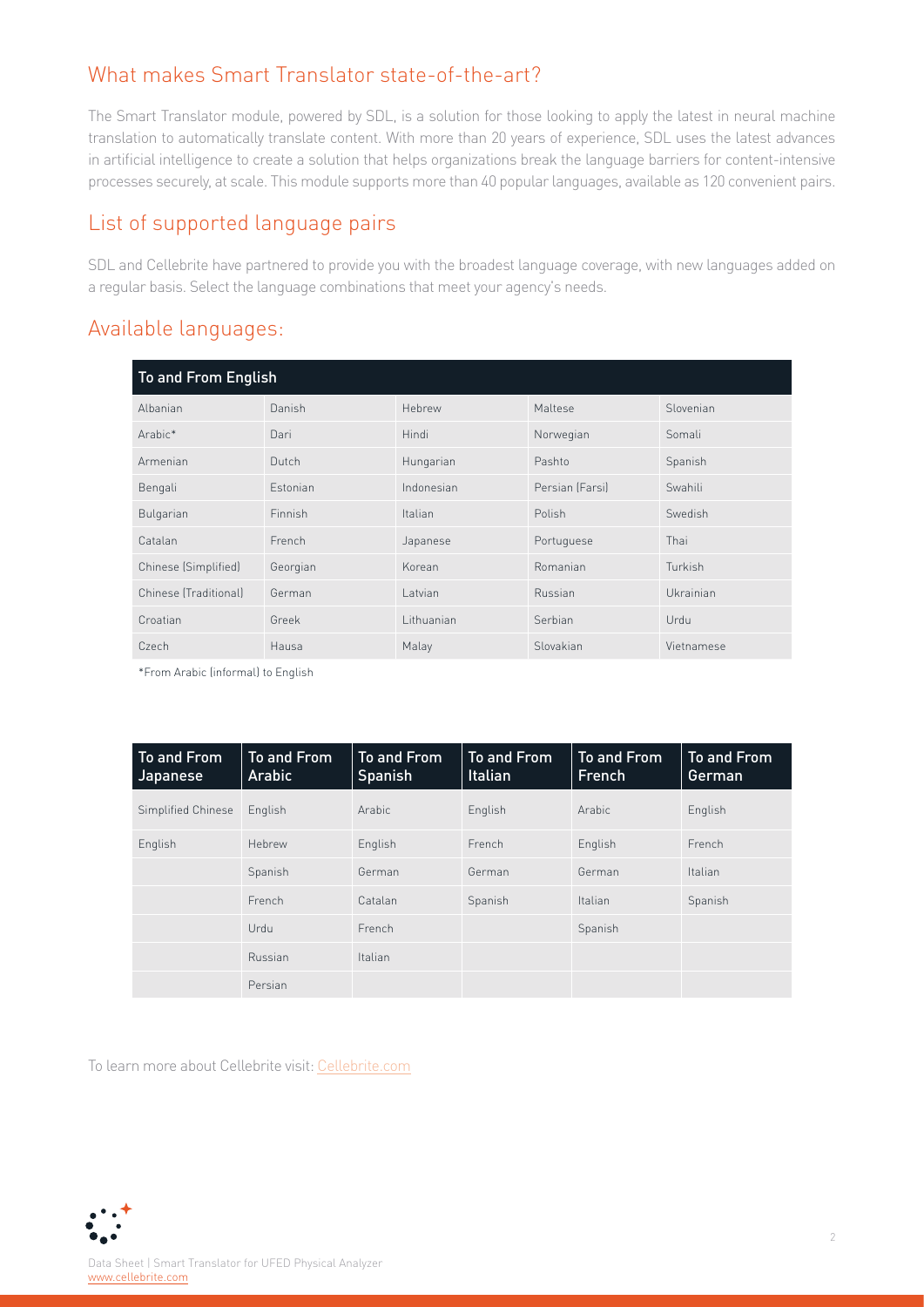## What makes Smart Translator state-of-the-art?

The Smart Translator module, powered by SDL, is a solution for those looking to apply the latest in neural machine translation to automatically translate content. With more than 20 years of experience, SDL uses the latest advances in artificial intelligence to create a solution that helps organizations break the language barriers for content-intensive processes securely, at scale. This module supports more than 40 popular languages, available as 120 convenient pairs.

## List of supported language pairs

SDL and Cellebrite have partnered to provide you with the broadest language coverage, with new languages added on a regular basis. Select the language combinations that meet your agency's needs.

## Available languages:

| To and From English | | | | |
|---|---|---|---|---|
| Albanian | Danish | Hebrew | Maltese | Slovenian |
| Arabic* | Dari | Hindi | Norwegian | Somali |
| Armenian | Dutch | Hungarian | Pashto | Spanish |
| Bengali | Estonian | Indonesian | Persian (Farsi) | Swahili |
| Bulgarian | Finnish | Italian | Polish | Swedish |
| Catalan | French | Japanese | Portuguese | Thai |
| Chinese (Simplified) | Georgian | Korean | Romanian | Turkish |
| Chinese (Traditional) | German | Latvian | Russian | Ukrainian |
| Croatian | Greek | Lithuanian | Serbian | Urdu |
| Czech | Hausa | Malay | Slovakian | Vietnamese |

*From Arabic (informal) to English

| To and From Japanese | To and From Arabic | To and From Spanish | To and From Italian | To and From French | To and From German |
|---|---|---|---|---|---|
| Simplified Chinese | English | Arabic | English | Arabic | English |
| English | Hebrew | English | French | English | French |
| | Spanish | German | German | German | Italian |
| | French | Catalan | Spanish | Italian | Spanish |
| | Urdu | French | | Spanish | |
| | Russian | Italian | | | |
| | Persian | | | | |

To learn more about Cellebrite visit: Cellebrite.com

Data Sheet | Smart Translator for UFED Physical Analyzer
www.cellebrite.com